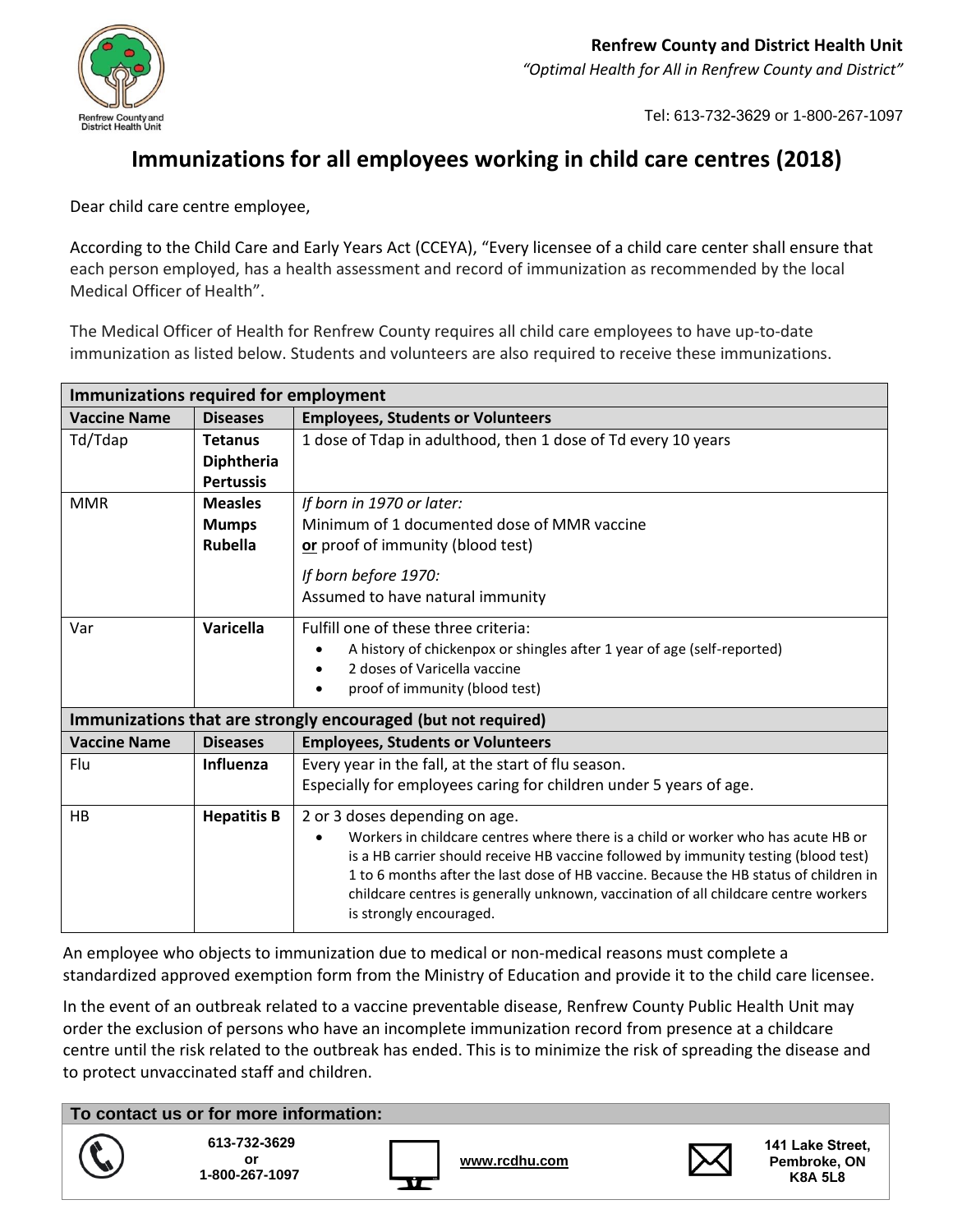**Renfrew County and District Health Unit**

*"Optimal Health for All in Renfrew County and District"*

Tel: 613-732-3629 or 1-800-267-1097

# Immunizations for all employees working in child care centres (2018)

Dear child care centre employee,

According to the Child Care and Early Years Act (CCEYA), "Every licensee of a child care center shall ensure that each person employed, has a health assessment and record of immunization as recommended by the local Medical Officer of Health".

The Medical Officer of Health for Renfrew County requires all child care employees to have up-to-date immunization as listed below. Students and volunteers are also required to receive these immunizations.

| **Immunizations required for employment** | | |
|---|---|---|
| **Vaccine Name** | **Diseases** | **Employees, Students or Volunteers** |
| Td/Tdap | **Tetanus**<br>**Diphtheria**<br>**Pertussis** | 1 dose of Tdap in adulthood, then 1 dose of Td every 10 years |
| MMR | **Measles**<br>**Mumps**<br>**Rubella** | *If born in 1970 or later:*<br>Minimum of 1 documented dose of MMR vaccine<br>**or** proof of immunity (blood test)<br>*If born before 1970:*<br>Assumed to have natural immunity |
| Var | **Varicella** | Fulfill one of these three criteria:<br>• A history of chickenpox or shingles after 1 year of age (self-reported)<br>• 2 doses of Varicella vaccine<br>• proof of immunity (blood test) |
| **Immunizations that are strongly encouraged (but not required)** | | |
| **Vaccine Name** | **Diseases** | **Employees, Students or Volunteers** |
| Flu | **Influenza** | Every year in the fall, at the start of flu season.<br>Especially for employees caring for children under 5 years of age. |
| HB | **Hepatitis B** | 2 or 3 doses depending on age.<br>• Workers in childcare centres where there is a child or worker who has acute HB or is a HB carrier should receive HB vaccine followed by immunity testing (blood test) 1 to 6 months after the last dose of HB vaccine. Because the HB status of children in childcare centres is generally unknown, vaccination of all childcare centre workers is strongly encouraged. |

An employee who objects to immunization due to medical or non-medical reasons must complete a standardized approved exemption form from the Ministry of Education and provide it to the child care licensee.

In the event of an outbreak related to a vaccine preventable disease, Renfrew County Public Health Unit may order the exclusion of persons who have an incomplete immunization record from presence at a childcare centre until the risk related to the outbreak has ended. This is to minimize the risk of spreading the disease and to protect unvaccinated staff and children.

**To contact us or for more information:**

**613-732-3629 or 1-800-267-1097**

www.rcdhu.com

**141 Lake Street, Pembroke, ON K8A 5L8**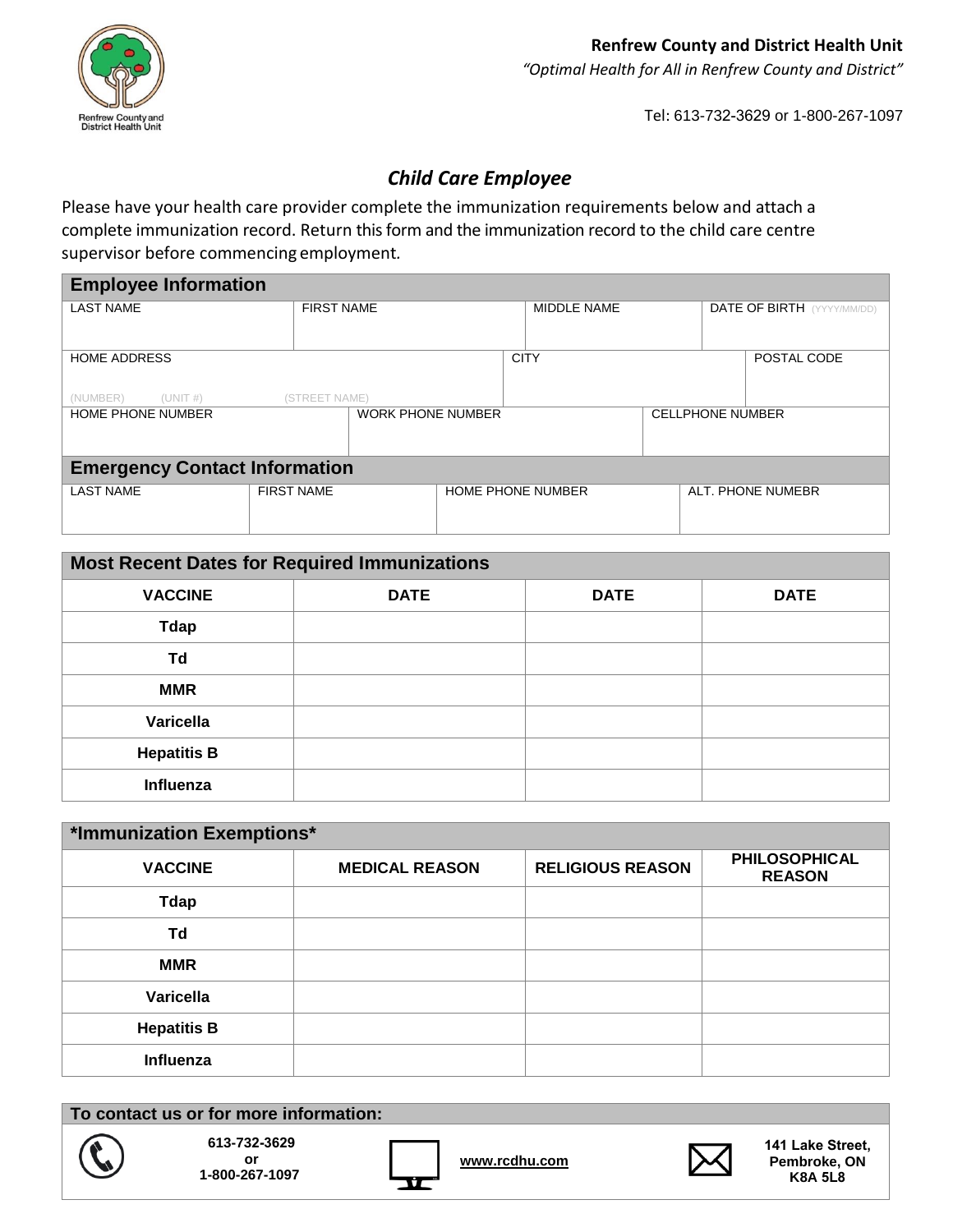**Renfrew County and District Health Unit**

*"Optimal Health for All in Renfrew County and District"*

Tel: 613-732-3629 or 1-800-267-1097

## *Child Care Employee*

Please have your health care provider complete the immunization requirements below and attach a complete immunization record. Return this form and the immunization record to the child care centre supervisor before commencing employment.

### Employee Information

| LAST NAME | FIRST NAME | MIDDLE NAME | DATE OF BIRTH (YYYY/MM/DD) |
|---|---|---|---|
| | | | |

| HOME ADDRESS (NUMBER) (UNIT #) (STREET NAME) | CITY | POSTAL CODE |
|---|---|---|
| | | |

| HOME PHONE NUMBER | WORK PHONE NUMBER | CELLPHONE NUMBER |
|---|---|---|
| | | |

### Emergency Contact Information

| LAST NAME | FIRST NAME | HOME PHONE NUMBER | ALT. PHONE NUMEBR |
|---|---|---|---|
| | | | |

### Most Recent Dates for Required Immunizations

| VACCINE | DATE | DATE | DATE |
|---|---|---|---|
| Tdap | | | |
| Td | | | |
| MMR | | | |
| Varicella | | | |
| Hepatitis B | | | |
| Influenza | | | |

### *Immunization Exemptions*

| VACCINE | MEDICAL REASON | RELIGIOUS REASON | PHILOSOPHICAL REASON |
|---|---|---|---|
| Tdap | | | |
| Td | | | |
| MMR | | | |
| Varicella | | | |
| Hepatitis B | | | |
| Influenza | | | |

### To contact us or for more information:

**613-732-3629 or 1-800-267-1097**

www.rcdhu.com

**141 Lake Street, Pembroke, ON K8A 5L8**